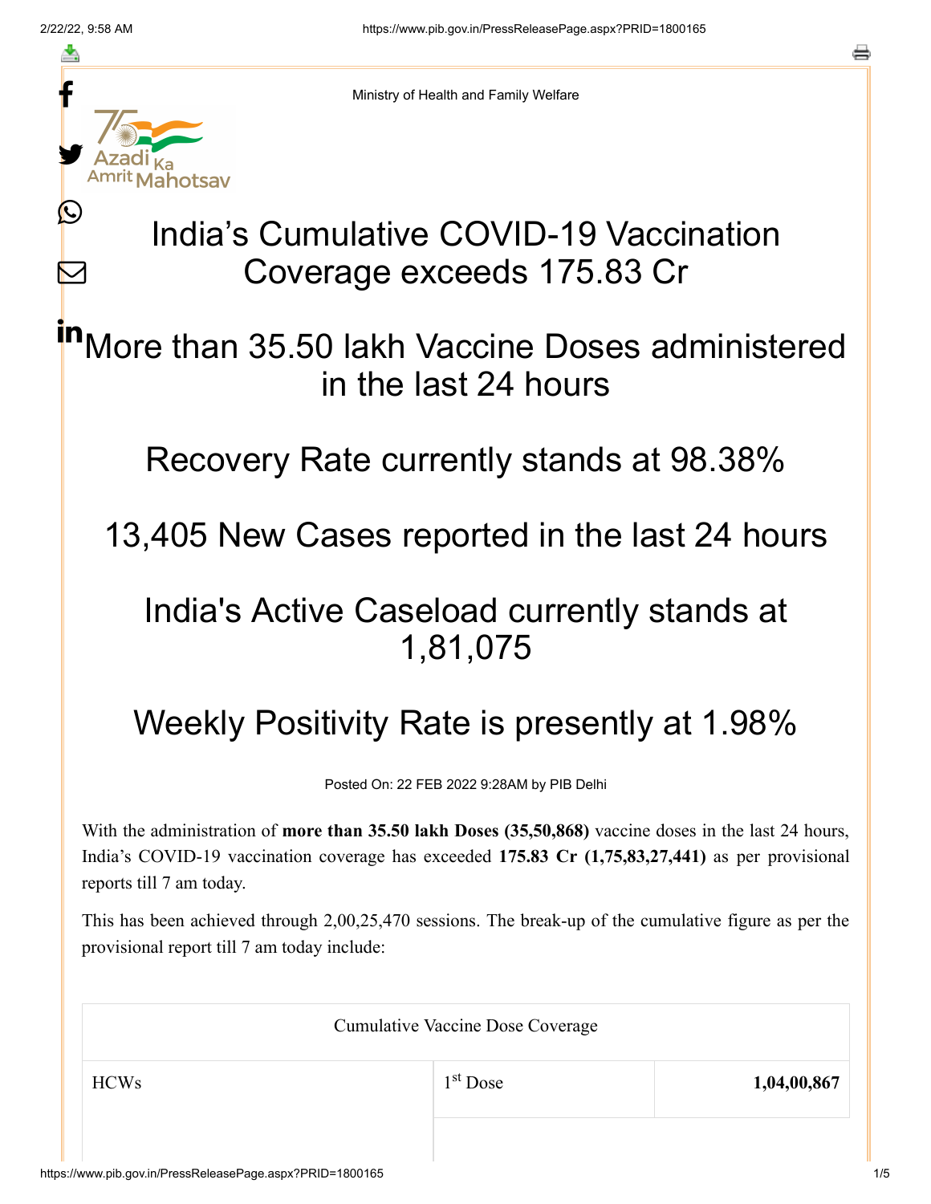Ministry of Health and Family Welfare

# India's Cumulative COVID-19 Vaccination Coverage exceeds 175.83 Cr

## More than 35.50 lakh Vaccine Doses administered in the last 24 hours

## Recovery Rate currently stands at 98.38%

## 13,405 New Cases reported in the last 24 hours

## India's Active Caseload currently stands at 1,81,075

## Weekly Positivity Rate is presently at 1.98%

Posted On: 22 FEB 2022 9:28AM by PIB Delhi

With the administration of **more than 35.50 lakh Doses (35,50,868)** vaccine doses in the last 24 hours, India's COVID-19 vaccination coverage has exceeded **175.83 Cr (1,75,83,27,441)** as per provisional reports till 7 am today.

This has been achieved through 2,00,25,470 sessions. The break-up of the cumulative figure as per the provisional report till 7 am today include:

| Cumulative Vaccine Dose Coverage | | |
|---|---|---|
| HCWs | 1st Dose | **1,04,00,867** |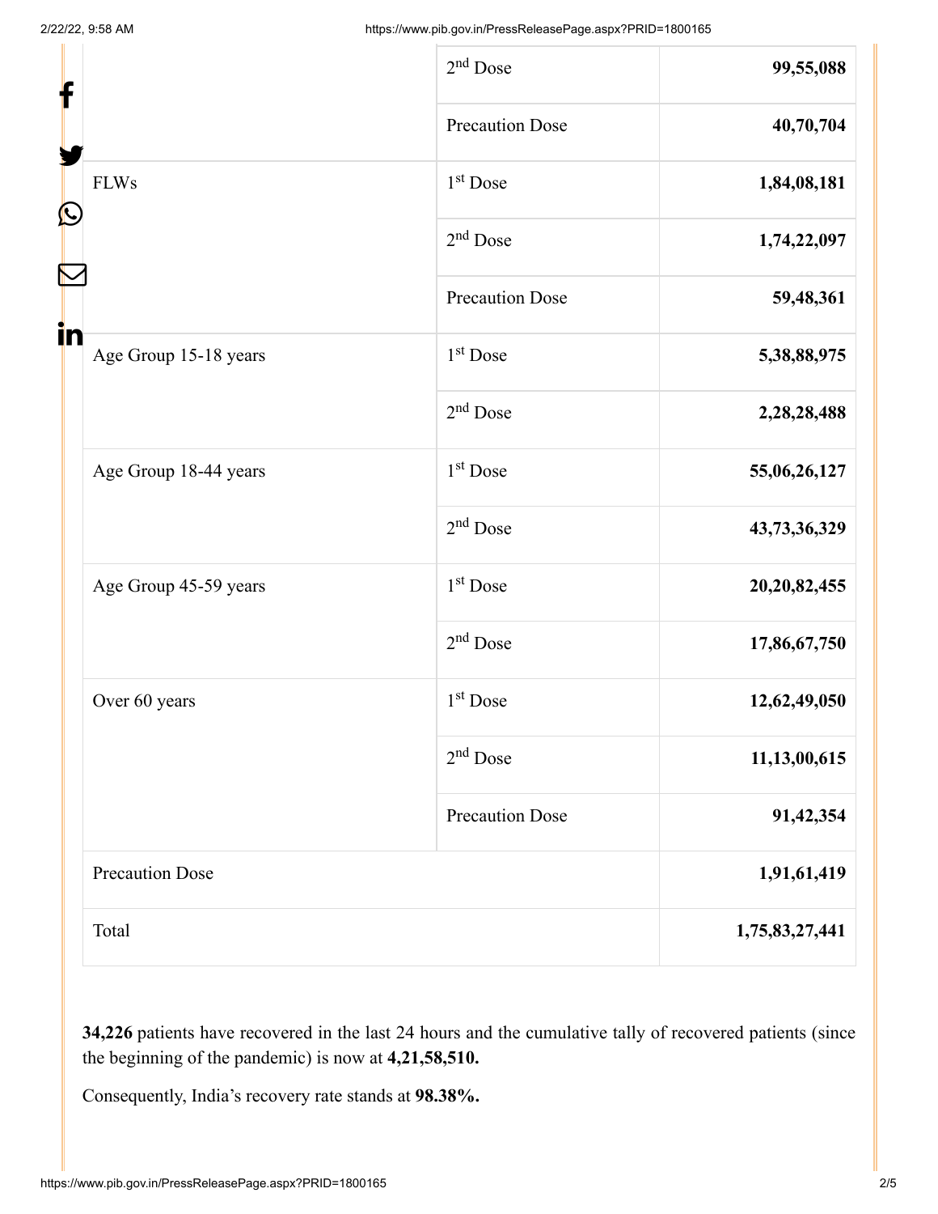| | | |
|---|---|---|
| | 2nd Dose | **99,55,088** |
| | Precaution Dose | **40,70,704** |
| FLWs | 1st Dose | **1,84,08,181** |
| | 2nd Dose | **1,74,22,097** |
| | Precaution Dose | **59,48,361** |
| Age Group 15-18 years | 1st Dose | **5,38,88,975** |
| | 2nd Dose | **2,28,28,488** |
| Age Group 18-44 years | 1st Dose | **55,06,26,127** |
| | 2nd Dose | **43,73,36,329** |
| Age Group 45-59 years | 1st Dose | **20,20,82,455** |
| | 2nd Dose | **17,86,67,750** |
| Over 60 years | 1st Dose | **12,62,49,050** |
| | 2nd Dose | **11,13,00,615** |
| | Precaution Dose | **91,42,354** |
| Precaution Dose | | **1,91,61,419** |
| Total | | **1,75,83,27,441** |

**34,226** patients have recovered in the last 24 hours and the cumulative tally of recovered patients (since the beginning of the pandemic) is now at **4,21,58,510.**

Consequently, India's recovery rate stands at **98.38%.**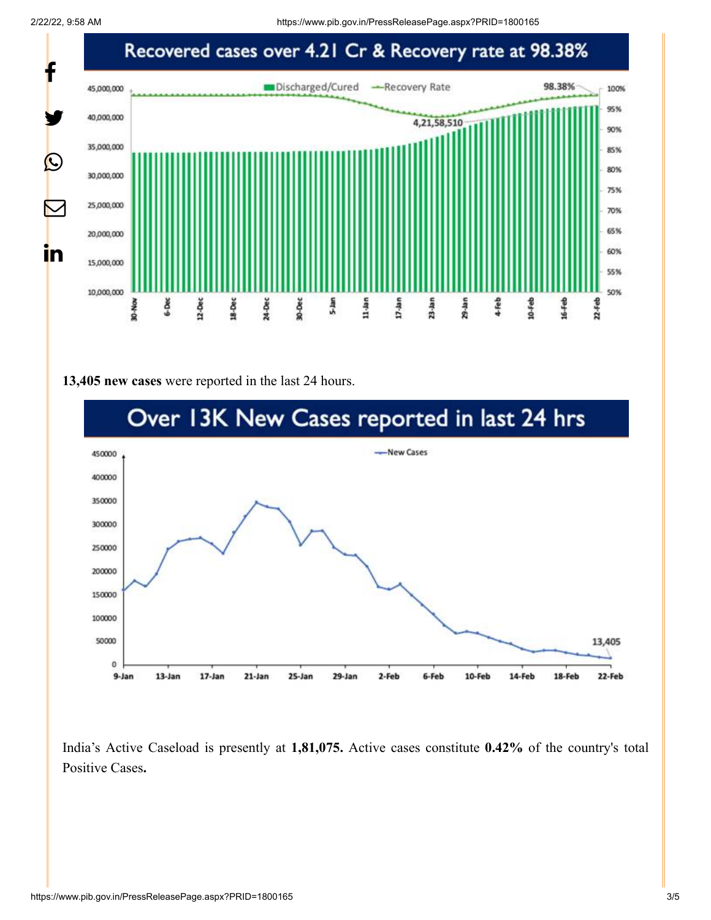**Recovered cases over 4.21 Cr & Recovery rate at 98.38%**

**13,405 new cases** were reported in the last 24 hours.

**Over 13K New Cases reported in last 24 hrs**

India's Active Caseload is presently at **1,81,075.** Active cases constitute **0.42%** of the country's total Positive Cases**.**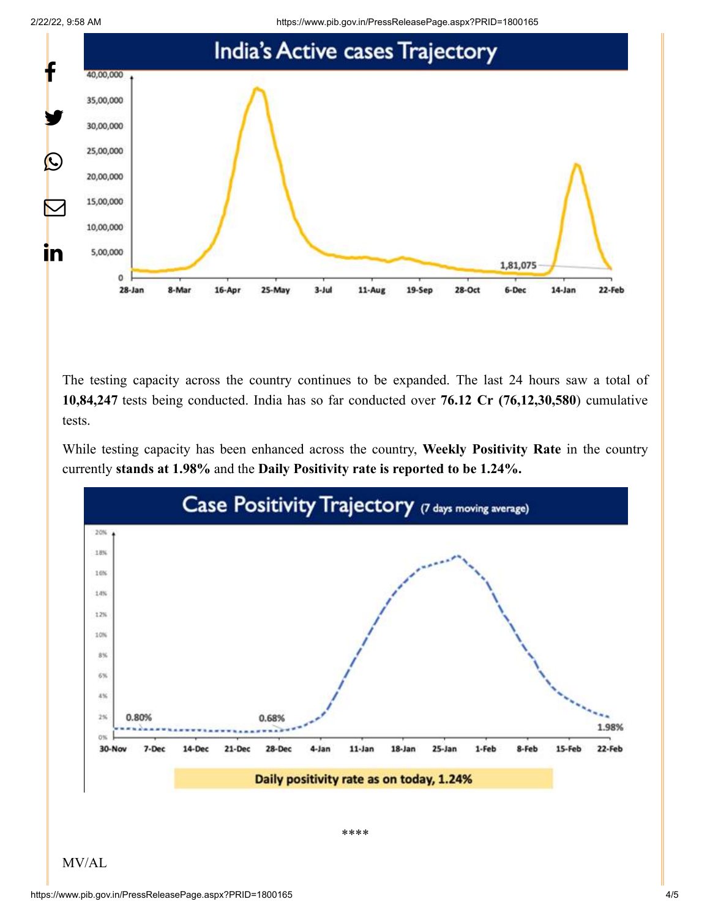## India's Active cases Trajectory

The testing capacity across the country continues to be expanded. The last 24 hours saw a total of **10,84,247** tests being conducted. India has so far conducted over **76.12 Cr (76,12,30,580**) cumulative tests.

While testing capacity has been enhanced across the country, **Weekly Positivity Rate** in the country currently **stands at 1.98%** and the **Daily Positivity rate is reported to be 1.24%.**

## Case Positivity Trajectory (7 days moving average)

Daily positivity rate as on today, 1.24%

****

MV/AL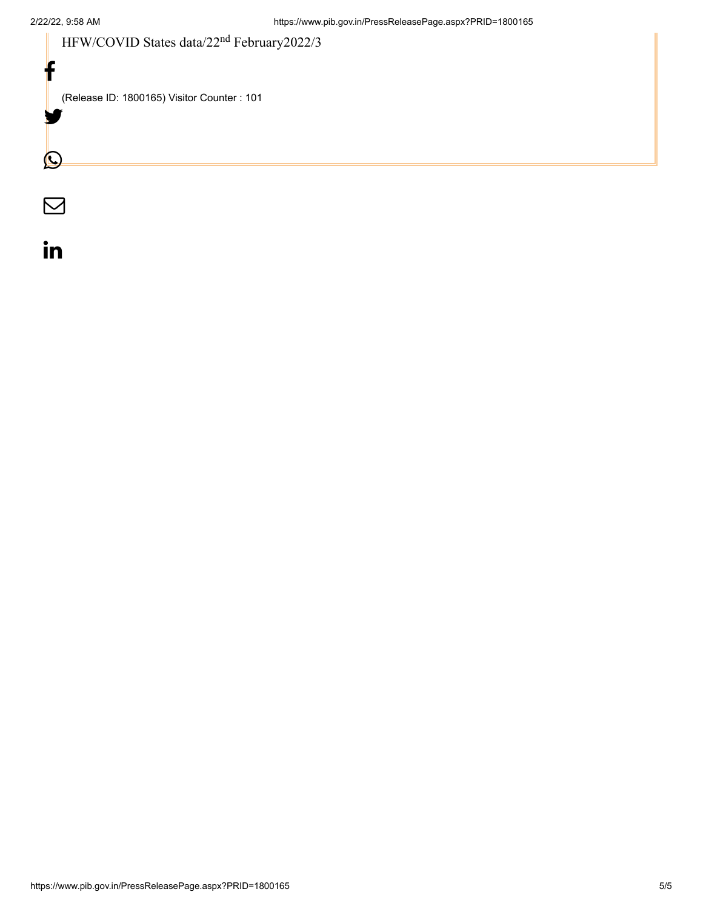HFW/COVID States data/22nd February2022/3

(Release ID: 1800165) Visitor Counter : 101